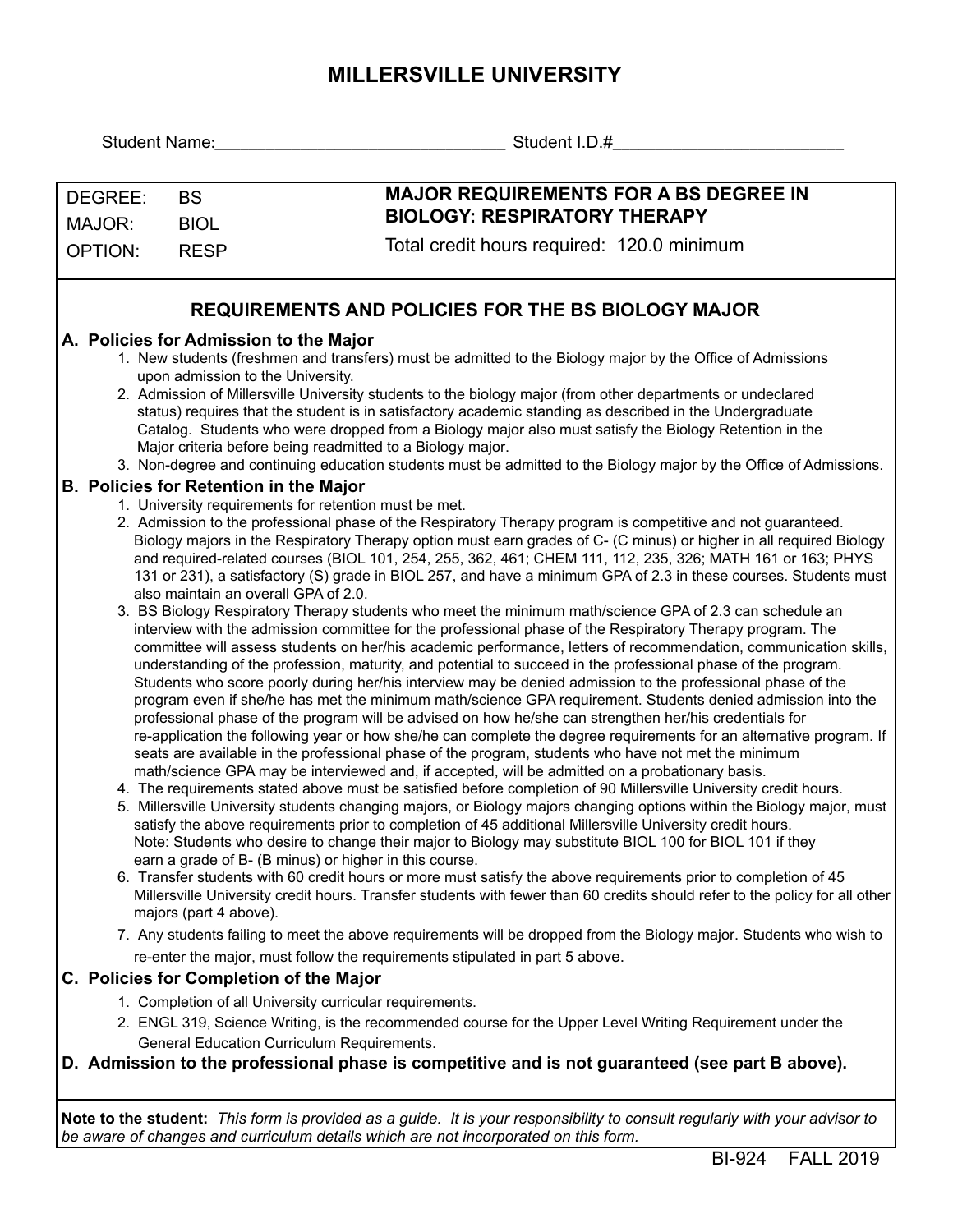# MILLERSVILLE UNIVERSITY

Student Name:_______________________________ Student I.D.#_________________________

| DEGREE: | BS | **MAJOR REQUIREMENTS FOR A BS DEGREE IN BIOLOGY: RESPIRATORY THERAPY** |
|---|---|---|
| MAJOR: | BIOL | Total credit hours required: 120.0 minimum |
| OPTION: | RESP | |

## REQUIREMENTS AND POLICIES FOR THE BS BIOLOGY MAJOR

### A. Policies for Admission to the Major

1. New students (freshmen and transfers) must be admitted to the Biology major by the Office of Admissions upon admission to the University.
2. Admission of Millersville University students to the biology major (from other departments or undeclared status) requires that the student is in satisfactory academic standing as described in the Undergraduate Catalog. Students who were dropped from a Biology major also must satisfy the Biology Retention in the Major criteria before being readmitted to a Biology major.
3. Non-degree and continuing education students must be admitted to the Biology major by the Office of Admissions.

### B. Policies for Retention in the Major

1. University requirements for retention must be met.
2. Admission to the professional phase of the Respiratory Therapy program is competitive and not guaranteed. Biology majors in the Respiratory Therapy option must earn grades of C- (C minus) or higher in all required Biology and required-related courses (BIOL 101, 254, 255, 362, 461; CHEM 111, 112, 235, 326; MATH 161 or 163; PHYS 131 or 231), a satisfactory (S) grade in BIOL 257, and have a minimum GPA of 2.3 in these courses. Students must also maintain an overall GPA of 2.0.
3. BS Biology Respiratory Therapy students who meet the minimum math/science GPA of 2.3 can schedule an interview with the admission committee for the professional phase of the Respiratory Therapy program. The committee will assess students on her/his academic performance, letters of recommendation, communication skills, understanding of the profession, maturity, and potential to succeed in the professional phase of the program. Students who score poorly during her/his interview may be denied admission to the professional phase of the program even if she/he has met the minimum math/science GPA requirement. Students denied admission into the professional phase of the program will be advised on how he/she can strengthen her/his credentials for re-application the following year or how she/he can complete the degree requirements for an alternative program. If seats are available in the professional phase of the program, students who have not met the minimum math/science GPA may be interviewed and, if accepted, will be admitted on a probationary basis.
4. The requirements stated above must be satisfied before completion of 90 Millersville University credit hours.
5. Millersville University students changing majors, or Biology majors changing options within the Biology major, must satisfy the above requirements prior to completion of 45 additional Millersville University credit hours. Note: Students who desire to change their major to Biology may substitute BIOL 100 for BIOL 101 if they earn a grade of B- (B minus) or higher in this course.
6. Transfer students with 60 credit hours or more must satisfy the above requirements prior to completion of 45 Millersville University credit hours. Transfer students with fewer than 60 credits should refer to the policy for all other majors (part 4 above).
7. Any students failing to meet the above requirements will be dropped from the Biology major. Students who wish to re-enter the major, must follow the requirements stipulated in part 5 above.

### C. Policies for Completion of the Major

1. Completion of all University curricular requirements.
2. ENGL 319, Science Writing, is the recommended course for the Upper Level Writing Requirement under the General Education Curriculum Requirements.

### D. Admission to the professional phase is competitive and is not guaranteed (see part B above).

**Note to the student:** *This form is provided as a guide. It is your responsibility to consult regularly with your advisor to be aware of changes and curriculum details which are not incorporated on this form.*

BI-924 FALL 2019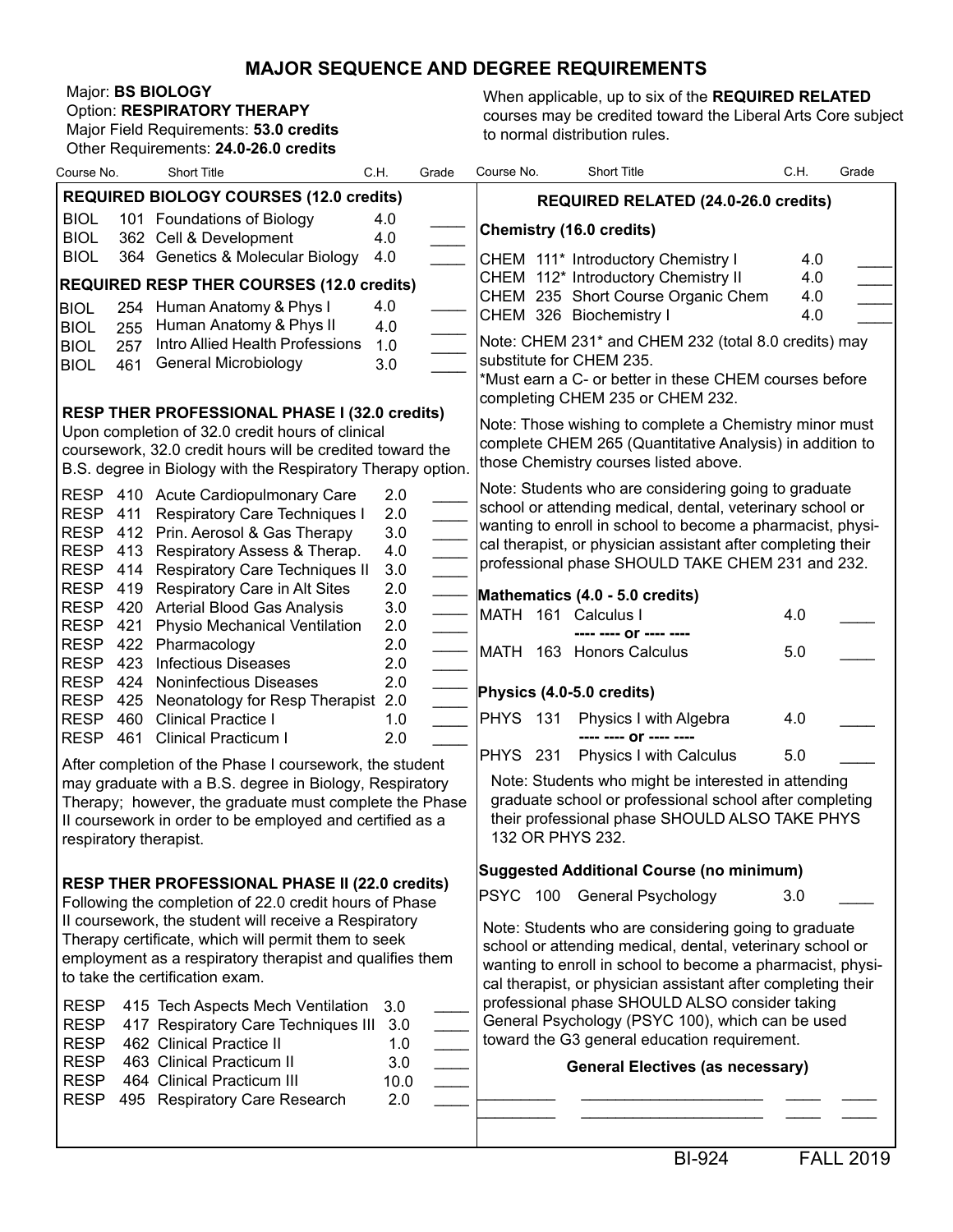# MAJOR SEQUENCE AND DEGREE REQUIREMENTS

Major: **BS BIOLOGY**
Option: **RESPIRATORY THERAPY**
Major Field Requirements: **53.0 credits**
Other Requirements: **24.0-26.0 credits**

When applicable, up to six of the **REQUIRED RELATED** courses may be credited toward the Liberal Arts Core subject to normal distribution rules.

### REQUIRED BIOLOGY COURSES (12.0 credits)

| Course No. | | Short Title | C.H. | Grade |
|---|---|---|---|---|
| BIOL | 101 | Foundations of Biology | 4.0 | ____ |
| BIOL | 362 | Cell & Development | 4.0 | ____ |
| BIOL | 364 | Genetics & Molecular Biology | 4.0 | ____ |

### REQUIRED RESP THER COURSES (12.0 credits)

| Course No. | | Short Title | C.H. | Grade |
|---|---|---|---|---|
| BIOL | 254 | Human Anatomy & Phys I | 4.0 | ____ |
| BIOL | 255 | Human Anatomy & Phys II | 4.0 | ____ |
| BIOL | 257 | Intro Allied Health Professions | 1.0 | ____ |
| BIOL | 461 | General Microbiology | 3.0 | ____ |

### RESP THER PROFESSIONAL PHASE I (32.0 credits)

Upon completion of 32.0 credit hours of clinical coursework, 32.0 credit hours will be credited toward the B.S. degree in Biology with the Respiratory Therapy option.

| Course No. | | Short Title | C.H. | Grade |
|---|---|---|---|---|
| RESP | 410 | Acute Cardiopulmonary Care | 2.0 | ____ |
| RESP | 411 | Respiratory Care Techniques I | 2.0 | ____ |
| RESP | 412 | Prin. Aerosol & Gas Therapy | 3.0 | ____ |
| RESP | 413 | Respiratory Assess & Therap. | 4.0 | ____ |
| RESP | 414 | Respiratory Care Techniques II | 3.0 | ____ |
| RESP | 419 | Respiratory Care in Alt Sites | 2.0 | ____ |
| RESP | 420 | Arterial Blood Gas Analysis | 3.0 | ____ |
| RESP | 421 | Physio Mechanical Ventilation | 2.0 | ____ |
| RESP | 422 | Pharmacology | 2.0 | ____ |
| RESP | 423 | Infectious Diseases | 2.0 | ____ |
| RESP | 424 | Noninfectious Diseases | 2.0 | ____ |
| RESP | 425 | Neonatology for Resp Therapist | 2.0 | ____ |
| RESP | 460 | Clinical Practice I | 1.0 | ____ |
| RESP | 461 | Clinical Practicum I | 2.0 | ____ |

After completion of the Phase I coursework, the student may graduate with a B.S. degree in Biology, Respiratory Therapy; however, the graduate must complete the Phase II coursework in order to be employed and certified as a respiratory therapist.

### RESP THER PROFESSIONAL PHASE II (22.0 credits)

Following the completion of 22.0 credit hours of Phase II coursework, the student will receive a Respiratory Therapy certificate, which will permit them to seek employment as a respiratory therapist and qualifies them to take the certification exam.

| Course No. | | Short Title | C.H. | Grade |
|---|---|---|---|---|
| RESP | 415 | Tech Aspects Mech Ventilation | 3.0 | ____ |
| RESP | 417 | Respiratory Care Techniques III | 3.0 | ____ |
| RESP | 462 | Clinical Practice II | 1.0 | ____ |
| RESP | 463 | Clinical Practicum II | 3.0 | ____ |
| RESP | 464 | Clinical Practicum III | 10.0 | ____ |
| RESP | 495 | Respiratory Care Research | 2.0 | ____ |

### REQUIRED RELATED (24.0-26.0 credits)

**Chemistry (16.0 credits)**

| Course No. | | Short Title | C.H. | Grade |
|---|---|---|---|---|
| CHEM | 111* | Introductory Chemistry I | 4.0 | ____ |
| CHEM | 112* | Introductory Chemistry II | 4.0 | ____ |
| CHEM | 235 | Short Course Organic Chem | 4.0 | ____ |
| CHEM | 326 | Biochemistry I | 4.0 | ____ |

Note: CHEM 231* and CHEM 232 (total 8.0 credits) may substitute for CHEM 235.
*Must earn a C- or better in these CHEM courses before completing CHEM 235 or CHEM 232.

Note: Those wishing to complete a Chemistry minor must complete CHEM 265 (Quantitative Analysis) in addition to those Chemistry courses listed above.

Note: Students who are considering going to graduate school or attending medical, dental, veterinary school or wanting to enroll in school to become a pharmacist, physical therapist, or physician assistant after completing their professional phase SHOULD TAKE CHEM 231 and 232.

**Mathematics (4.0 - 5.0 credits)**

| Course No. | | Short Title | C.H. | Grade |
|---|---|---|---|---|
| MATH | 161 | Calculus I | 4.0 | ____ |
| | | ---- ---- or ---- ---- | | |
| MATH | 163 | Honors Calculus | 5.0 | ____ |

**Physics (4.0-5.0 credits)**

| Course No. | | Short Title | C.H. | Grade |
|---|---|---|---|---|
| PHYS | 131 | Physics I with Algebra | 4.0 | ____ |
| | | ---- ---- or ---- ---- | | |
| PHYS | 231 | Physics I with Calculus | 5.0 | ____ |

Note: Students who might be interested in attending graduate school or professional school after completing their professional phase SHOULD ALSO TAKE PHYS 132 OR PHYS 232.

**Suggested Additional Course (no minimum)**

| Course No. | | Short Title | C.H. | Grade |
|---|---|---|---|---|
| PSYC | 100 | General Psychology | 3.0 | ____ |

Note: Students who are considering going to graduate school or attending medical, dental, veterinary school or wanting to enroll in school to become a pharmacist, physical therapist, or physician assistant after completing their professional phase SHOULD ALSO consider taking General Psychology (PSYC 100), which can be used toward the G3 general education requirement.

**General Electives (as necessary)**

| Course No. | Short Title | C.H. | Grade |
|---|---|---|---|
| ________ | ____________________ | ____ | ____ |
| ________ | ____________________ | ____ | ____ |

BI-924 FALL 2019